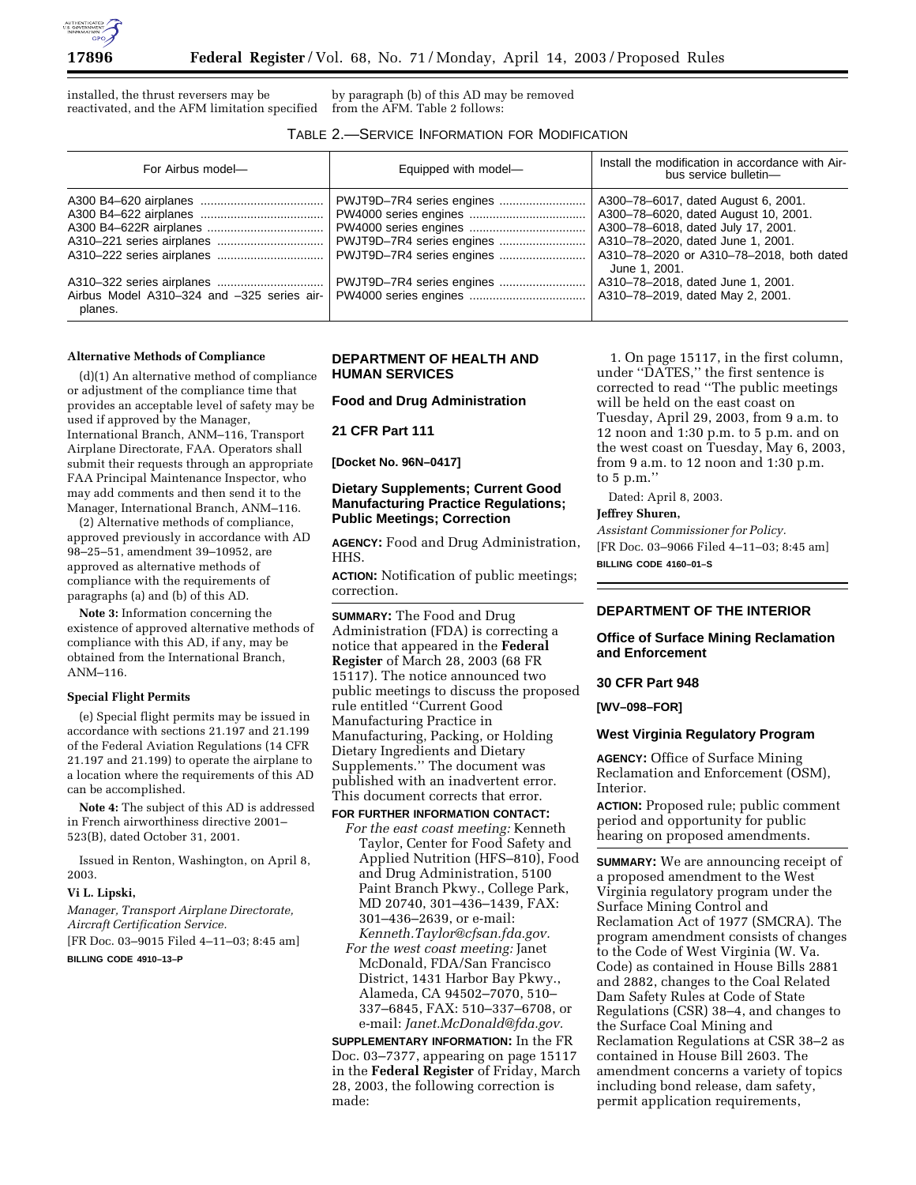installed, the thrust reversers may be reactivated, and the AFM limitation specified by paragraph (b) of this AD may be removed from the AFM. Table 2 follows:

TABLE 2.—SERVICE INFORMATION FOR MODIFICATION

| For Airbus model— | Equipped with model— | Install the modification in accordance with Airbus service bulletin— |
|---|---|---|
| A300 B4–620 airplanes | PWJT9D–7R4 series engines | A300–78–6017, dated August 6, 2001. |
| A300 B4–622 airplanes | PW4000 series engines | A300–78–6020, dated August 10, 2001. |
| A300 B4–622R airplanes | PW4000 series engines | A300–78–6018, dated July 17, 2001. |
| A310–221 series airplanes | PWJT9D–7R4 series engines | A310–78–2020, dated June 1, 2001. |
| A310–222 series airplanes | PWJT9D–7R4 series engines | A310–78–2020 or A310–78–2018, both dated June 1, 2001. |
| A310–322 series airplanes | PWJT9D–7R4 series engines | A310–78–2018, dated June 1, 2001. |
| Airbus Model A310–324 and –325 series airplanes. | PW4000 series engines | A310–78–2019, dated May 2, 2001. |

**Alternative Methods of Compliance**

(d)(1) An alternative method of compliance or adjustment of the compliance time that provides an acceptable level of safety may be used if approved by the Manager, International Branch, ANM–116, Transport Airplane Directorate, FAA. Operators shall submit their requests through an appropriate FAA Principal Maintenance Inspector, who may add comments and then send it to the Manager, International Branch, ANM–116.

(2) Alternative methods of compliance, approved previously in accordance with AD 98–25–51, amendment 39–10952, are approved as alternative methods of compliance with the requirements of paragraphs (a) and (b) of this AD.

**Note 3:** Information concerning the existence of approved alternative methods of compliance with this AD, if any, may be obtained from the International Branch, ANM–116.

**Special Flight Permits**

(e) Special flight permits may be issued in accordance with sections 21.197 and 21.199 of the Federal Aviation Regulations (14 CFR 21.197 and 21.199) to operate the airplane to a location where the requirements of this AD can be accomplished.

**Note 4:** The subject of this AD is addressed in French airworthiness directive 2001–523(B), dated October 31, 2001.

Issued in Renton, Washington, on April 8, 2003.

**Vi L. Lipski,**

*Manager, Transport Airplane Directorate, Aircraft Certification Service.*

[FR Doc. 03–9015 Filed 4–11–03; 8:45 am]

**BILLING CODE 4910–13–P**

## DEPARTMENT OF HEALTH AND HUMAN SERVICES

### Food and Drug Administration

### 21 CFR Part 111

**[Docket No. 96N–0417]**

### Dietary Supplements; Current Good Manufacturing Practice Regulations; Public Meetings; Correction

**AGENCY:** Food and Drug Administration, HHS.

**ACTION:** Notification of public meetings; correction.

**SUMMARY:** The Food and Drug Administration (FDA) is correcting a notice that appeared in the **Federal Register** of March 28, 2003 (68 FR 15117). The notice announced two public meetings to discuss the proposed rule entitled ''Current Good Manufacturing Practice in Manufacturing, Packing, or Holding Dietary Ingredients and Dietary Supplements.'' The document was published with an inadvertent error. This document corrects that error.

**FOR FURTHER INFORMATION CONTACT:**

*For the east coast meeting:* Kenneth Taylor, Center for Food Safety and Applied Nutrition (HFS–810), Food and Drug Administration, 5100 Paint Branch Pkwy., College Park, MD 20740, 301–436–1439, FAX: 301–436–2639, or e-mail: *Kenneth.Taylor@cfsan.fda.gov.*

*For the west coast meeting:* Janet McDonald, FDA/San Francisco District, 1431 Harbor Bay Pkwy., Alameda, CA 94502–7070, 510–337–6845, FAX: 510–337–6708, or e-mail: *Janet.McDonald@fda.gov.*

**SUPPLEMENTARY INFORMATION:** In the FR Doc. 03–7377, appearing on page 15117 in the **Federal Register** of Friday, March 28, 2003, the following correction is made:

1. On page 15117, in the first column, under ''DATES,'' the first sentence is corrected to read ''The public meetings will be held on the east coast on Tuesday, April 29, 2003, from 9 a.m. to 12 noon and 1:30 p.m. to 5 p.m. and on the west coast on Tuesday, May 6, 2003, from 9 a.m. to 12 noon and 1:30 p.m. to 5 p.m.''

Dated: April 8, 2003.

**Jeffrey Shuren,**

*Assistant Commissioner for Policy.*

[FR Doc. 03–9066 Filed 4–11–03; 8:45 am]

**BILLING CODE 4160–01–S**

## DEPARTMENT OF THE INTERIOR

### Office of Surface Mining Reclamation and Enforcement

### 30 CFR Part 948

**[WV–098–FOR]**

### West Virginia Regulatory Program

**AGENCY:** Office of Surface Mining Reclamation and Enforcement (OSM), Interior.

**ACTION:** Proposed rule; public comment period and opportunity for public hearing on proposed amendments.

**SUMMARY:** We are announcing receipt of a proposed amendment to the West Virginia regulatory program under the Surface Mining Control and Reclamation Act of 1977 (SMCRA). The program amendment consists of changes to the Code of West Virginia (W. Va. Code) as contained in House Bills 2881 and 2882, changes to the Coal Related Dam Safety Rules at Code of State Regulations (CSR) 38–4, and changes to the Surface Coal Mining and Reclamation Regulations at CSR 38–2 as contained in House Bill 2603. The amendment concerns a variety of topics including bond release, dam safety, permit application requirements,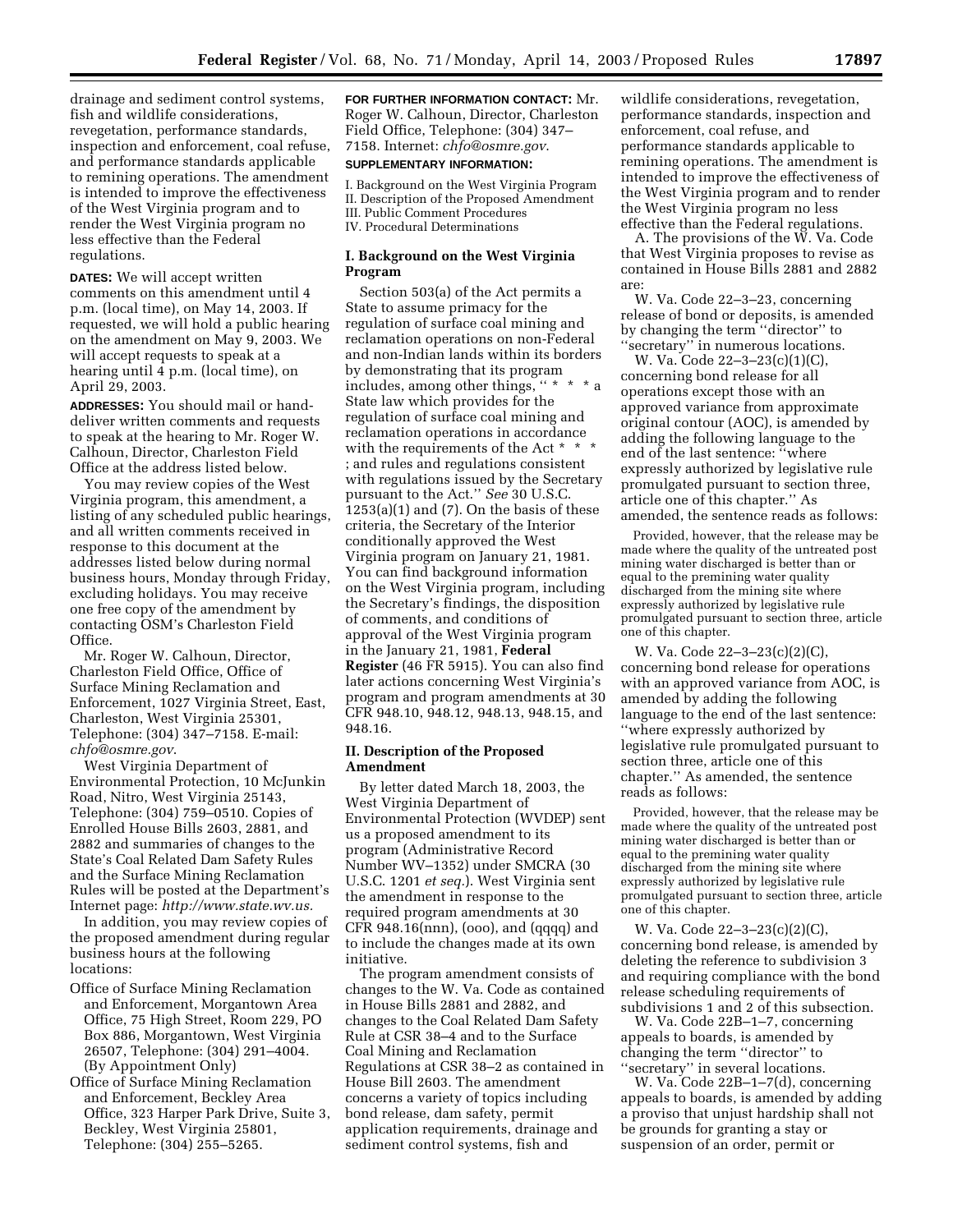drainage and sediment control systems, fish and wildlife considerations, revegetation, performance standards, inspection and enforcement, coal refuse, and performance standards applicable to remining operations. The amendment is intended to improve the effectiveness of the West Virginia program and to render the West Virginia program no less effective than the Federal regulations.

**DATES:** We will accept written comments on this amendment until 4 p.m. (local time), on May 14, 2003. If requested, we will hold a public hearing on the amendment on May 9, 2003. We will accept requests to speak at a hearing until 4 p.m. (local time), on April 29, 2003.

**ADDRESSES:** You should mail or hand-deliver written comments and requests to speak at the hearing to Mr. Roger W. Calhoun, Director, Charleston Field Office at the address listed below.

You may review copies of the West Virginia program, this amendment, a listing of any scheduled public hearings, and all written comments received in response to this document at the addresses listed below during normal business hours, Monday through Friday, excluding holidays. You may receive one free copy of the amendment by contacting OSM's Charleston Field Office.

Mr. Roger W. Calhoun, Director, Charleston Field Office, Office of Surface Mining Reclamation and Enforcement, 1027 Virginia Street, East, Charleston, West Virginia 25301, Telephone: (304) 347–7158. E-mail: *chfo@osmre.gov*.

West Virginia Department of Environmental Protection, 10 McJunkin Road, Nitro, West Virginia 25143, Telephone: (304) 759–0510. Copies of Enrolled House Bills 2603, 2881, and 2882 and summaries of changes to the State's Coal Related Dam Safety Rules and the Surface Mining Reclamation Rules will be posted at the Department's Internet page: *http://www.state.wv.us.*

In addition, you may review copies of the proposed amendment during regular business hours at the following locations:

- Office of Surface Mining Reclamation and Enforcement, Morgantown Area Office, 75 High Street, Room 229, PO Box 886, Morgantown, West Virginia 26507, Telephone: (304) 291–4004. (By Appointment Only)
- Office of Surface Mining Reclamation and Enforcement, Beckley Area Office, 323 Harper Park Drive, Suite 3, Beckley, West Virginia 25801, Telephone: (304) 255–5265.

**FOR FURTHER INFORMATION CONTACT:** Mr. Roger W. Calhoun, Director, Charleston Field Office, Telephone: (304) 347–7158. Internet: *chfo@osmre.gov*.

**SUPPLEMENTARY INFORMATION:**

I. Background on the West Virginia Program
II. Description of the Proposed Amendment
III. Public Comment Procedures
IV. Procedural Determinations

## I. Background on the West Virginia Program

Section 503(a) of the Act permits a State to assume primacy for the regulation of surface coal mining and reclamation operations on non-Federal and non-Indian lands within its borders by demonstrating that its program includes, among other things, " * * * a State law which provides for the regulation of surface coal mining and reclamation operations in accordance with the requirements of the Act * * * ; and rules and regulations consistent with regulations issued by the Secretary pursuant to the Act." *See* 30 U.S.C. 1253(a)(1) and (7). On the basis of these criteria, the Secretary of the Interior conditionally approved the West Virginia program on January 21, 1981. You can find background information on the West Virginia program, including the Secretary's findings, the disposition of comments, and conditions of approval of the West Virginia program in the January 21, 1981, **Federal Register** (46 FR 5915). You can also find later actions concerning West Virginia's program and program amendments at 30 CFR 948.10, 948.12, 948.13, 948.15, and 948.16.

## II. Description of the Proposed Amendment

By letter dated March 18, 2003, the West Virginia Department of Environmental Protection (WVDEP) sent us a proposed amendment to its program (Administrative Record Number WV–1352) under SMCRA (30 U.S.C. 1201 *et seq.*). West Virginia sent the amendment in response to the required program amendments at 30 CFR 948.16(nnn), (ooo), and (qqqq) and to include the changes made at its own initiative.

The program amendment consists of changes to the W. Va. Code as contained in House Bills 2881 and 2882, and changes to the Coal Related Dam Safety Rule at CSR 38–4 and to the Surface Coal Mining and Reclamation Regulations at CSR 38–2 as contained in House Bill 2603. The amendment concerns a variety of topics including bond release, dam safety, permit application requirements, drainage and sediment control systems, fish and wildlife considerations, revegetation, performance standards, inspection and enforcement, coal refuse, and performance standards applicable to remining operations. The amendment is intended to improve the effectiveness of the West Virginia program and to render the West Virginia program no less effective than the Federal regulations.

A. The provisions of the W. Va. Code that West Virginia proposes to revise as contained in House Bills 2881 and 2882 are:

W. Va. Code 22–3–23, concerning release of bond or deposits, is amended by changing the term "director" to "secretary" in numerous locations.

W. Va. Code 22–3–23(c)(1)(C), concerning bond release for all operations except those with an approved variance from approximate original contour (AOC), is amended by adding the following language to the end of the last sentence: "where expressly authorized by legislative rule promulgated pursuant to section three, article one of this chapter." As amended, the sentence reads as follows:

> Provided, however, that the release may be made where the quality of the untreated post mining water discharged is better than or equal to the premining water quality discharged from the mining site where expressly authorized by legislative rule promulgated pursuant to section three, article one of this chapter.

W. Va. Code 22–3–23(c)(2)(C), concerning bond release for operations with an approved variance from AOC, is amended by adding the following language to the end of the last sentence: "where expressly authorized by legislative rule promulgated pursuant to section three, article one of this chapter." As amended, the sentence reads as follows:

> Provided, however, that the release may be made where the quality of the untreated post mining water discharged is better than or equal to the premining water quality discharged from the mining site where expressly authorized by legislative rule promulgated pursuant to section three, article one of this chapter.

W. Va. Code 22–3–23(c)(2)(C), concerning bond release, is amended by deleting the reference to subdivision 3 and requiring compliance with the bond release scheduling requirements of subdivisions 1 and 2 of this subsection.

W. Va. Code 22B–1–7, concerning appeals to boards, is amended by changing the term "director" to "secretary" in several locations.

W. Va. Code 22B–1–7(d), concerning appeals to boards, is amended by adding a proviso that unjust hardship shall not be grounds for granting a stay or suspension of an order, permit or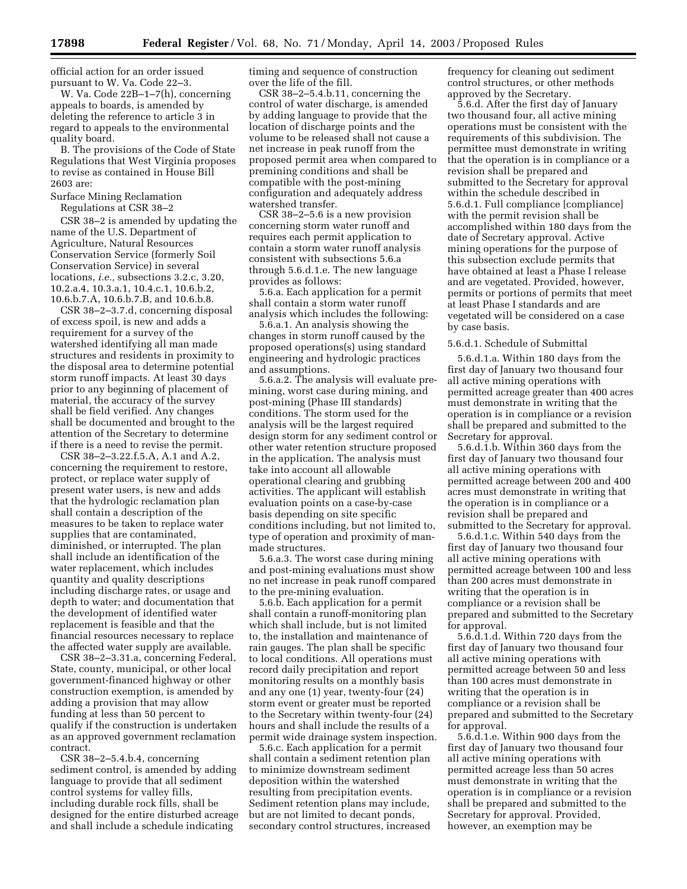official action for an order issued pursuant to W. Va. Code 22–3.

W. Va. Code 22B–1–7(h), concerning appeals to boards, is amended by deleting the reference to article 3 in regard to appeals to the environmental quality board.

B. The provisions of the Code of State Regulations that West Virginia proposes to revise as contained in House Bill 2603 are:

Surface Mining Reclamation Regulations at CSR 38–2

CSR 38–2 is amended by updating the name of the U.S. Department of Agriculture, Natural Resources Conservation Service (formerly Soil Conservation Service) in several locations, *i.e.,* subsections 3.2.c, 3.20, 10.2.a.4, 10.3.a.1, 10.4.c.1, 10.6.b.2, 10.6.b.7.A, 10.6.b.7.B, and 10.6.b.8.

CSR 38–2–3.7.d, concerning disposal of excess spoil, is new and adds a requirement for a survey of the watershed identifying all man made structures and residents in proximity to the disposal area to determine potential storm runoff impacts. At least 30 days prior to any beginning of placement of material, the accuracy of the survey shall be field verified. Any changes shall be documented and brought to the attention of the Secretary to determine if there is a need to revise the permit.

CSR 38–2–3.22.f.5.A, A.1 and A.2, concerning the requirement to restore, protect, or replace water supply of present water users, is new and adds that the hydrologic reclamation plan shall contain a description of the measures to be taken to replace water supplies that are contaminated, diminished, or interrupted. The plan shall include an identification of the water replacement, which includes quantity and quality descriptions including discharge rates, or usage and depth to water; and documentation that the development of identified water replacement is feasible and that the financial resources necessary to replace the affected water supply are available.

CSR 38–2–3.31.a, concerning Federal, State, county, municipal, or other local government-financed highway or other construction exemption, is amended by adding a provision that may allow funding at less than 50 percent to qualify if the construction is undertaken as an approved government reclamation contract.

CSR 38–2–5.4.b.4, concerning sediment control, is amended by adding language to provide that all sediment control systems for valley fills, including durable rock fills, shall be designed for the entire disturbed acreage and shall include a schedule indicating timing and sequence of construction over the life of the fill.

CSR 38–2–5.4.b.11, concerning the control of water discharge, is amended by adding language to provide that the location of discharge points and the volume to be released shall not cause a net increase in peak runoff from the proposed permit area when compared to premining conditions and shall be compatible with the post-mining configuration and adequately address watershed transfer.

CSR 38–2–5.6 is a new provision concerning storm water runoff and requires each permit application to contain a storm water runoff analysis consistent with subsections 5.6.a through 5.6.d.1.e. The new language provides as follows:

5.6.a. Each application for a permit shall contain a storm water runoff analysis which includes the following:

5.6.a.1. An analysis showing the changes in storm runoff caused by the proposed operations(s) using standard engineering and hydrologic practices and assumptions.

5.6.a.2. The analysis will evaluate pre-mining, worst case during mining, and post-mining (Phase III standards) conditions. The storm used for the analysis will be the largest required design storm for any sediment control or other water retention structure proposed in the application. The analysis must take into account all allowable operational clearing and grubbing activities. The applicant will establish evaluation points on a case-by-case basis depending on site specific conditions including, but not limited to, type of operation and proximity of man-made structures.

5.6.a.3. The worst case during mining and post-mining evaluations must show no net increase in peak runoff compared to the pre-mining evaluation.

5.6.b. Each application for a permit shall contain a runoff-monitoring plan which shall include, but is not limited to, the installation and maintenance of rain gauges. The plan shall be specific to local conditions. All operations must record daily precipitation and report monitoring results on a monthly basis and any one (1) year, twenty-four (24) storm event or greater must be reported to the Secretary within twenty-four (24) hours and shall include the results of a permit wide drainage system inspection.

5.6.c. Each application for a permit shall contain a sediment retention plan to minimize downstream sediment deposition within the watershed resulting from precipitation events. Sediment retention plans may include, but are not limited to decant ponds, secondary control structures, increased frequency for cleaning out sediment control structures, or other methods approved by the Secretary.

5.6.d. After the first day of January two thousand four, all active mining operations must be consistent with the requirements of this subdivision. The permittee must demonstrate in writing that the operation is in compliance or a revision shall be prepared and submitted to the Secretary for approval within the schedule described in 5.6.d.1. Full compliance [compliance] with the permit revision shall be accomplished within 180 days from the date of Secretary approval. Active mining operations for the purpose of this subsection exclude permits that have obtained at least a Phase I release and are vegetated. Provided, however, permits or portions of permits that meet at least Phase I standards and are vegetated will be considered on a case by case basis.

5.6.d.1. Schedule of Submittal

5.6.d.1.a. Within 180 days from the first day of January two thousand four all active mining operations with permitted acreage greater than 400 acres must demonstrate in writing that the operation is in compliance or a revision shall be prepared and submitted to the Secretary for approval.

5.6.d.1.b. Within 360 days from the first day of January two thousand four all active mining operations with permitted acreage between 200 and 400 acres must demonstrate in writing that the operation is in compliance or a revision shall be prepared and submitted to the Secretary for approval.

5.6.d.1.c. Within 540 days from the first day of January two thousand four all active mining operations with permitted acreage between 100 and less than 200 acres must demonstrate in writing that the operation is in compliance or a revision shall be prepared and submitted to the Secretary for approval.

5.6.d.1.d. Within 720 days from the first day of January two thousand four all active mining operations with permitted acreage between 50 and less than 100 acres must demonstrate in writing that the operation is in compliance or a revision shall be prepared and submitted to the Secretary for approval.

5.6.d.1.e. Within 900 days from the first day of January two thousand four all active mining operations with permitted acreage less than 50 acres must demonstrate in writing that the operation is in compliance or a revision shall be prepared and submitted to the Secretary for approval. Provided, however, an exemption may be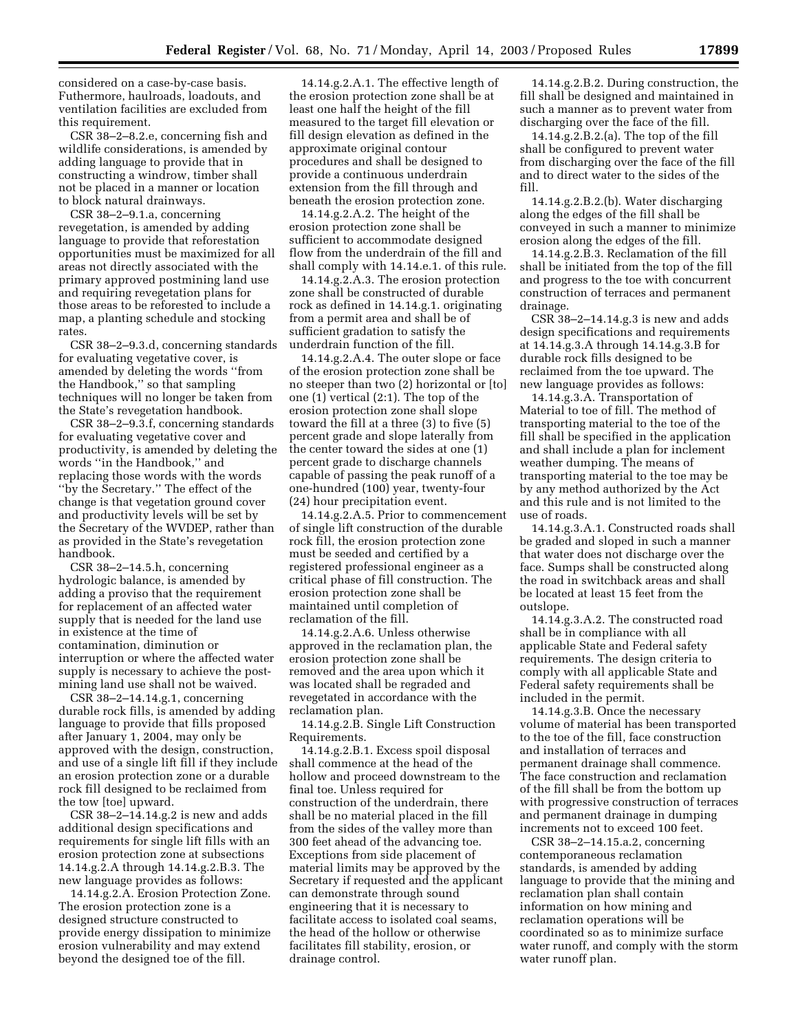considered on a case-by-case basis. Futhermore, haulroads, loadouts, and ventilation facilities are excluded from this requirement.

CSR 38–2–8.2.e, concerning fish and wildlife considerations, is amended by adding language to provide that in constructing a windrow, timber shall not be placed in a manner or location to block natural drainways.

CSR 38–2–9.1.a, concerning revegetation, is amended by adding language to provide that reforestation opportunities must be maximized for all areas not directly associated with the primary approved postmining land use and requiring revegetation plans for those areas to be reforested to include a map, a planting schedule and stocking rates.

CSR 38–2–9.3.d, concerning standards for evaluating vegetative cover, is amended by deleting the words ''from the Handbook,'' so that sampling techniques will no longer be taken from the State's revegetation handbook.

CSR 38–2–9.3.f, concerning standards for evaluating vegetative cover and productivity, is amended by deleting the words ''in the Handbook,'' and replacing those words with the words ''by the Secretary.'' The effect of the change is that vegetation ground cover and productivity levels will be set by the Secretary of the WVDEP, rather than as provided in the State's revegetation handbook.

CSR 38–2–14.5.h, concerning hydrologic balance, is amended by adding a proviso that the requirement for replacement of an affected water supply that is needed for the land use in existence at the time of contamination, diminution or interruption or where the affected water supply is necessary to achieve the post-mining land use shall not be waived.

CSR 38–2–14.14.g.1, concerning durable rock fills, is amended by adding language to provide that fills proposed after January 1, 2004, may only be approved with the design, construction, and use of a single lift fill if they include an erosion protection zone or a durable rock fill designed to be reclaimed from the tow [toe] upward.

CSR 38–2–14.14.g.2 is new and adds additional design specifications and requirements for single lift fills with an erosion protection zone at subsections 14.14.g.2.A through 14.14.g.2.B.3. The new language provides as follows:

14.14.g.2.A. Erosion Protection Zone. The erosion protection zone is a designed structure constructed to provide energy dissipation to minimize erosion vulnerability and may extend beyond the designed toe of the fill.

14.14.g.2.A.1. The effective length of the erosion protection zone shall be at least one half the height of the fill measured to the target fill elevation or fill design elevation as defined in the approximate original contour procedures and shall be designed to provide a continuous underdrain extension from the fill through and beneath the erosion protection zone.

14.14.g.2.A.2. The height of the erosion protection zone shall be sufficient to accommodate designed flow from the underdrain of the fill and shall comply with 14.14.e.1. of this rule.

14.14.g.2.A.3. The erosion protection zone shall be constructed of durable rock as defined in 14.14.g.1. originating from a permit area and shall be of sufficient gradation to satisfy the underdrain function of the fill.

14.14.g.2.A.4. The outer slope or face of the erosion protection zone shall be no steeper than two (2) horizontal or [to] one (1) vertical (2:1). The top of the erosion protection zone shall slope toward the fill at a three (3) to five (5) percent grade and slope laterally from the center toward the sides at one (1) percent grade to discharge channels capable of passing the peak runoff of a one-hundred (100) year, twenty-four (24) hour precipitation event.

14.14.g.2.A.5. Prior to commencement of single lift construction of the durable rock fill, the erosion protection zone must be seeded and certified by a registered professional engineer as a critical phase of fill construction. The erosion protection zone shall be maintained until completion of reclamation of the fill.

14.14.g.2.A.6. Unless otherwise approved in the reclamation plan, the erosion protection zone shall be removed and the area upon which it was located shall be regraded and revegetated in accordance with the reclamation plan.

14.14.g.2.B. Single Lift Construction Requirements.

14.14.g.2.B.1. Excess spoil disposal shall commence at the head of the hollow and proceed downstream to the final toe. Unless required for construction of the underdrain, there shall be no material placed in the fill from the sides of the valley more than 300 feet ahead of the advancing toe. Exceptions from side placement of material limits may be approved by the Secretary if requested and the applicant can demonstrate through sound engineering that it is necessary to facilitate access to isolated coal seams, the head of the hollow or otherwise facilitates fill stability, erosion, or drainage control.

14.14.g.2.B.2. During construction, the fill shall be designed and maintained in such a manner as to prevent water from discharging over the face of the fill.

14.14.g.2.B.2.(a). The top of the fill shall be configured to prevent water from discharging over the face of the fill and to direct water to the sides of the fill.

14.14.g.2.B.2.(b). Water discharging along the edges of the fill shall be conveyed in such a manner to minimize erosion along the edges of the fill.

14.14.g.2.B.3. Reclamation of the fill shall be initiated from the top of the fill and progress to the toe with concurrent construction of terraces and permanent drainage.

CSR 38–2–14.14.g.3 is new and adds design specifications and requirements at 14.14.g.3.A through 14.14.g.3.B for durable rock fills designed to be reclaimed from the toe upward. The new language provides as follows:

14.14.g.3.A. Transportation of Material to toe of fill. The method of transporting material to the toe of the fill shall be specified in the application and shall include a plan for inclement weather dumping. The means of transporting material to the toe may be by any method authorized by the Act and this rule and is not limited to the use of roads.

14.14.g.3.A.1. Constructed roads shall be graded and sloped in such a manner that water does not discharge over the face. Sumps shall be constructed along the road in switchback areas and shall be located at least 15 feet from the outslope.

14.14.g.3.A.2. The constructed road shall be in compliance with all applicable State and Federal safety requirements. The design criteria to comply with all applicable State and Federal safety requirements shall be included in the permit.

14.14.g.3.B. Once the necessary volume of material has been transported to the toe of the fill, face construction and installation of terraces and permanent drainage shall commence. The face construction and reclamation of the fill shall be from the bottom up with progressive construction of terraces and permanent drainage in dumping increments not to exceed 100 feet.

CSR 38–2–14.15.a.2, concerning contemporaneous reclamation standards, is amended by adding language to provide that the mining and reclamation plan shall contain information on how mining and reclamation operations will be coordinated so as to minimize surface water runoff, and comply with the storm water runoff plan.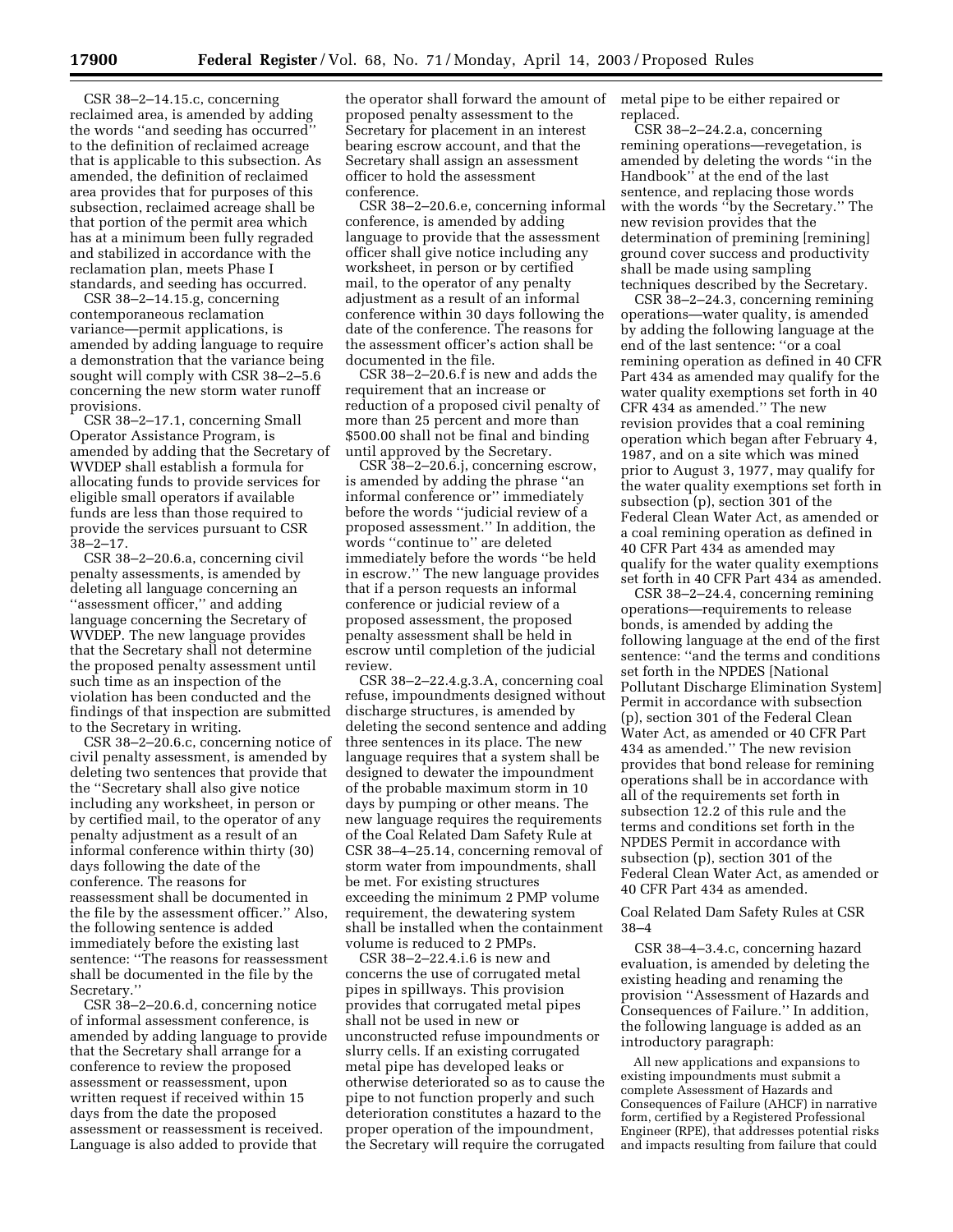CSR 38–2–14.15.c, concerning reclaimed area, is amended by adding the words ''and seeding has occurred'' to the definition of reclaimed acreage that is applicable to this subsection. As amended, the definition of reclaimed area provides that for purposes of this subsection, reclaimed acreage shall be that portion of the permit area which has at a minimum been fully regraded and stabilized in accordance with the reclamation plan, meets Phase I standards, and seeding has occurred.

CSR 38–2–14.15.g, concerning contemporaneous reclamation variance—permit applications, is amended by adding language to require a demonstration that the variance being sought will comply with CSR 38–2–5.6 concerning the new storm water runoff provisions.

CSR 38–2–17.1, concerning Small Operator Assistance Program, is amended by adding that the Secretary of WVDEP shall establish a formula for allocating funds to provide services for eligible small operators if available funds are less than those required to provide the services pursuant to CSR 38–2–17.

CSR 38–2–20.6.a, concerning civil penalty assessments, is amended by deleting all language concerning an ''assessment officer,'' and adding language concerning the Secretary of WVDEP. The new language provides that the Secretary shall not determine the proposed penalty assessment until such time as an inspection of the violation has been conducted and the findings of that inspection are submitted to the Secretary in writing.

CSR 38–2–20.6.c, concerning notice of civil penalty assessment, is amended by deleting two sentences that provide that the ''Secretary shall also give notice including any worksheet, in person or by certified mail, to the operator of any penalty adjustment as a result of an informal conference within thirty (30) days following the date of the conference. The reasons for reassessment shall be documented in the file by the assessment officer.'' Also, the following sentence is added immediately before the existing last sentence: ''The reasons for reassessment shall be documented in the file by the Secretary.''

CSR 38–2–20.6.d, concerning notice of informal assessment conference, is amended by adding language to provide that the Secretary shall arrange for a conference to review the proposed assessment or reassessment, upon written request if received within 15 days from the date the proposed assessment or reassessment is received. Language is also added to provide that the operator shall forward the amount of proposed penalty assessment to the Secretary for placement in an interest bearing escrow account, and that the Secretary shall assign an assessment officer to hold the assessment conference.

CSR 38–2–20.6.e, concerning informal conference, is amended by adding language to provide that the assessment officer shall give notice including any worksheet, in person or by certified mail, to the operator of any penalty adjustment as a result of an informal conference within 30 days following the date of the conference. The reasons for the assessment officer's action shall be documented in the file.

CSR 38–2–20.6.f is new and adds the requirement that an increase or reduction of a proposed civil penalty of more than 25 percent and more than $500.00 shall not be final and binding until approved by the Secretary.

CSR 38–2–20.6.j, concerning escrow, is amended by adding the phrase ''an informal conference or'' immediately before the words ''judicial review of a proposed assessment.'' In addition, the words ''continue to'' are deleted immediately before the words ''be held in escrow.'' The new language provides that if a person requests an informal conference or judicial review of a proposed assessment, the proposed penalty assessment shall be held in escrow until completion of the judicial review.

CSR 38–2–22.4.g.3.A, concerning coal refuse, impoundments designed without discharge structures, is amended by deleting the second sentence and adding three sentences in its place. The new language requires that a system shall be designed to dewater the impoundment of the probable maximum storm in 10 days by pumping or other means. The new language requires the requirements of the Coal Related Dam Safety Rule at CSR 38–4–25.14, concerning removal of storm water from impoundments, shall be met. For existing structures exceeding the minimum 2 PMP volume requirement, the dewatering system shall be installed when the containment volume is reduced to 2 PMPs.

CSR 38–2–22.4.i.6 is new and concerns the use of corrugated metal pipes in spillways. This provision provides that corrugated metal pipes shall not be used in new or unconstructed refuse impoundments or slurry cells. If an existing corrugated metal pipe has developed leaks or otherwise deteriorated so as to cause the pipe to not function properly and such deterioration constitutes a hazard to the proper operation of the impoundment, the Secretary will require the corrugated metal pipe to be either repaired or replaced.

CSR 38–2–24.2.a, concerning remining operations—revegetation, is amended by deleting the words ''in the Handbook'' at the end of the last sentence, and replacing those words with the words ''by the Secretary.'' The new revision provides that the determination of premining [remining] ground cover success and productivity shall be made using sampling techniques described by the Secretary.

CSR 38–2–24.3, concerning remining operations—water quality, is amended by adding the following language at the end of the last sentence: ''or a coal remining operation as defined in 40 CFR Part 434 as amended may qualify for the water quality exemptions set forth in 40 CFR 434 as amended.'' The new revision provides that a coal remining operation which began after February 4, 1987, and on a site which was mined prior to August 3, 1977, may qualify for the water quality exemptions set forth in subsection (p), section 301 of the Federal Clean Water Act, as amended or a coal remining operation as defined in 40 CFR Part 434 as amended may qualify for the water quality exemptions set forth in 40 CFR Part 434 as amended.

CSR 38–2–24.4, concerning remining operations—requirements to release bonds, is amended by adding the following language at the end of the first sentence: ''and the terms and conditions set forth in the NPDES [National Pollutant Discharge Elimination System] Permit in accordance with subsection (p), section 301 of the Federal Clean Water Act, as amended or 40 CFR Part 434 as amended.'' The new revision provides that bond release for remining operations shall be in accordance with all of the requirements set forth in subsection 12.2 of this rule and the terms and conditions set forth in the NPDES Permit in accordance with subsection (p), section 301 of the Federal Clean Water Act, as amended or 40 CFR Part 434 as amended.

Coal Related Dam Safety Rules at CSR 38–4

CSR 38–4–3.4.c, concerning hazard evaluation, is amended by deleting the existing heading and renaming the provision ''Assessment of Hazards and Consequences of Failure.'' In addition, the following language is added as an introductory paragraph:

> All new applications and expansions to existing impoundments must submit a complete Assessment of Hazards and Consequences of Failure (AHCF) in narrative form, certified by a Registered Professional Engineer (RPE), that addresses potential risks and impacts resulting from failure that could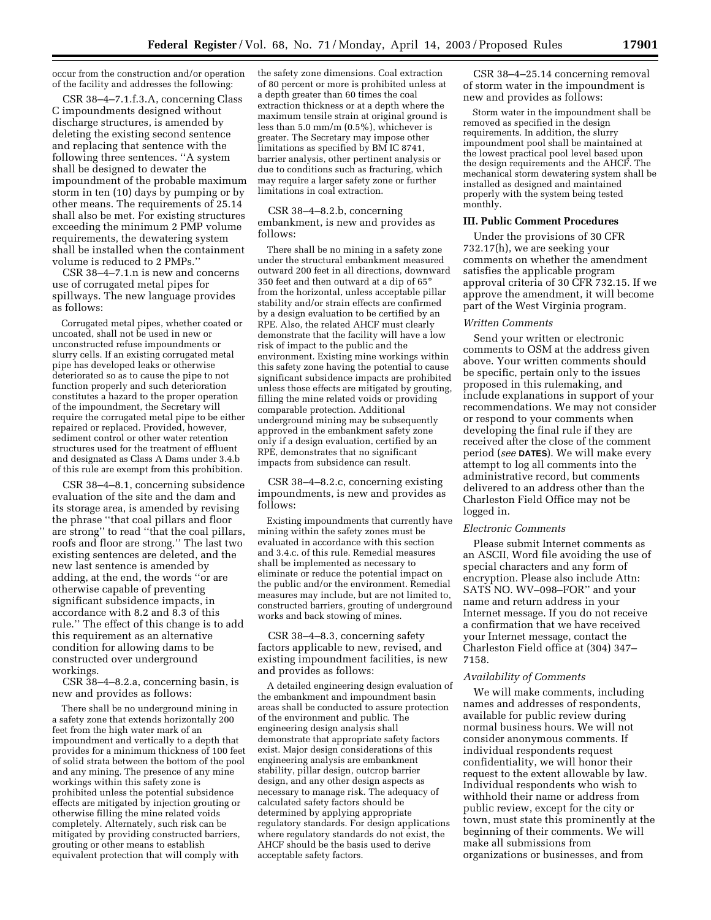occur from the construction and/or operation of the facility and addresses the following:

CSR 38–4–7.1.f.3.A, concerning Class C impoundments designed without discharge structures, is amended by deleting the existing second sentence and replacing that sentence with the following three sentences. ''A system shall be designed to dewater the impoundment of the probable maximum storm in ten (10) days by pumping or by other means. The requirements of 25.14 shall also be met. For existing structures exceeding the minimum 2 PMP volume requirements, the dewatering system shall be installed when the containment volume is reduced to 2 PMPs.''

CSR 38–4–7.1.n is new and concerns use of corrugated metal pipes for spillways. The new language provides as follows:

> Corrugated metal pipes, whether coated or uncoated, shall not be used in new or unconstructed refuse impoundments or slurry cells. If an existing corrugated metal pipe has developed leaks or otherwise deteriorated so as to cause the pipe to not function properly and such deterioration constitutes a hazard to the proper operation of the impoundment, the Secretary will require the corrugated metal pipe to be either repaired or replaced. Provided, however, sediment control or other water retention structures used for the treatment of effluent and designated as Class A Dams under 3.4.b of this rule are exempt from this prohibition.

CSR 38–4–8.1, concerning subsidence evaluation of the site and the dam and its storage area, is amended by revising the phrase ''that coal pillars and floor are strong'' to read ''that the coal pillars, roofs and floor are strong.'' The last two existing sentences are deleted, and the new last sentence is amended by adding, at the end, the words ''or are otherwise capable of preventing significant subsidence impacts, in accordance with 8.2 and 8.3 of this rule.'' The effect of this change is to add this requirement as an alternative condition for allowing dams to be constructed over underground workings.

CSR 38–4–8.2.a, concerning basin, is new and provides as follows:

> There shall be no underground mining in a safety zone that extends horizontally 200 feet from the high water mark of an impoundment and vertically to a depth that provides for a minimum thickness of 100 feet of solid strata between the bottom of the pool and any mining. The presence of any mine workings within this safety zone is prohibited unless the potential subsidence effects are mitigated by injection grouting or otherwise filling the mine related voids completely. Alternately, such risk can be mitigated by providing constructed barriers, grouting or other means to establish equivalent protection that will comply with the safety zone dimensions. Coal extraction of 80 percent or more is prohibited unless at a depth greater than 60 times the coal extraction thickness or at a depth where the maximum tensile strain at original ground is less than 5.0 mm/m (0.5%), whichever is greater. The Secretary may impose other limitations as specified by BM IC 8741, barrier analysis, other pertinent analysis or due to conditions such as fracturing, which may require a larger safety zone or further limitations in coal extraction.

CSR 38–4–8.2.b, concerning embankment, is new and provides as follows:

> There shall be no mining in a safety zone under the structural embankment measured outward 200 feet in all directions, downward 350 feet and then outward at a dip of 65° from the horizontal, unless acceptable pillar stability and/or strain effects are confirmed by a design evaluation to be certified by an RPE. Also, the related AHCF must clearly demonstrate that the facility will have a low risk of impact to the public and the environment. Existing mine workings within this safety zone having the potential to cause significant subsidence impacts are prohibited unless those effects are mitigated by grouting, filling the mine related voids or providing comparable protection. Additional underground mining may be subsequently approved in the embankment safety zone only if a design evaluation, certified by an RPE, demonstrates that no significant impacts from subsidence can result.

CSR 38–4–8.2.c, concerning existing impoundments, is new and provides as follows:

> Existing impoundments that currently have mining within the safety zones must be evaluated in accordance with this section and 3.4.c. of this rule. Remedial measures shall be implemented as necessary to eliminate or reduce the potential impact on the public and/or the environment. Remedial measures may include, but are not limited to, constructed barriers, grouting of underground works and back stowing of mines.

CSR 38–4–8.3, concerning safety factors applicable to new, revised, and existing impoundment facilities, is new and provides as follows:

> A detailed engineering design evaluation of the embankment and impoundment basin areas shall be conducted to assure protection of the environment and public. The engineering design analysis shall demonstrate that appropriate safety factors exist. Major design considerations of this engineering analysis are embankment stability, pillar design, outcrop barrier design, and any other design aspects as necessary to manage risk. The adequacy of calculated safety factors should be determined by applying appropriate regulatory standards. For design applications where regulatory standards do not exist, the AHCF should be the basis used to derive acceptable safety factors.

CSR 38–4–25.14 concerning removal of storm water in the impoundment is new and provides as follows:

> Storm water in the impoundment shall be removed as specified in the design requirements. In addition, the slurry impoundment pool shall be maintained at the lowest practical pool level based upon the design requirements and the AHCF. The mechanical storm dewatering system shall be installed as designed and maintained properly with the system being tested monthly.

## III. Public Comment Procedures

Under the provisions of 30 CFR 732.17(h), we are seeking your comments on whether the amendment satisfies the applicable program approval criteria of 30 CFR 732.15. If we approve the amendment, it will become part of the West Virginia program.

*Written Comments*

Send your written or electronic comments to OSM at the address given above. Your written comments should be specific, pertain only to the issues proposed in this rulemaking, and include explanations in support of your recommendations. We may not consider or respond to your comments when developing the final rule if they are received after the close of the comment period (*see* **DATES**). We will make every attempt to log all comments into the administrative record, but comments delivered to an address other than the Charleston Field Office may not be logged in.

*Electronic Comments*

Please submit Internet comments as an ASCII, Word file avoiding the use of special characters and any form of encryption. Please also include Attn: SATS NO. WV–098–FOR'' and your name and return address in your Internet message. If you do not receive a confirmation that we have received your Internet message, contact the Charleston Field office at (304) 347–7158.

*Availability of Comments*

We will make comments, including names and addresses of respondents, available for public review during normal business hours. We will not consider anonymous comments. If individual respondents request confidentiality, we will honor their request to the extent allowable by law. Individual respondents who wish to withhold their name or address from public review, except for the city or town, must state this prominently at the beginning of their comments. We will make all submissions from organizations or businesses, and from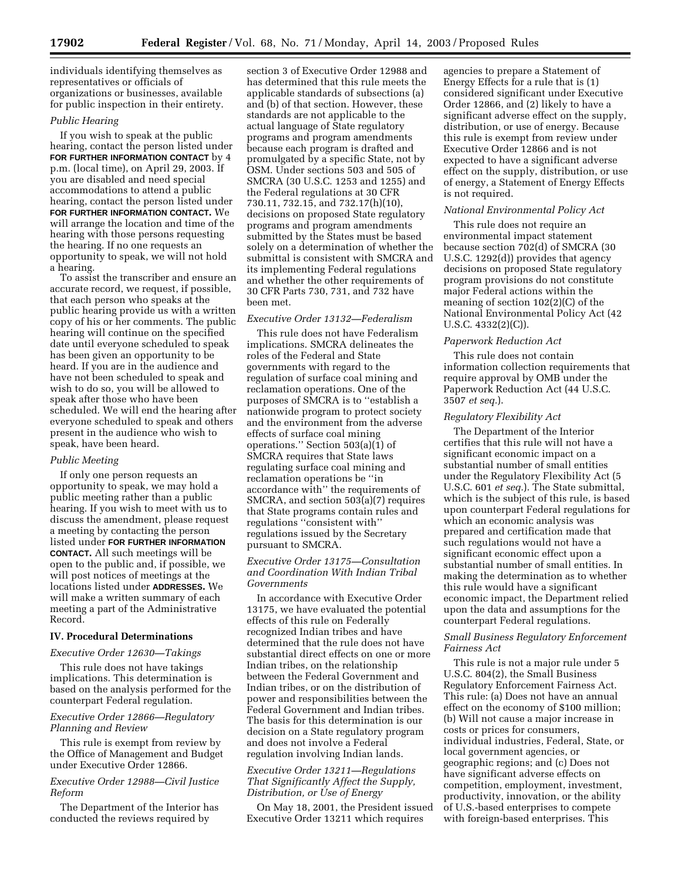individuals identifying themselves as representatives or officials of organizations or businesses, available for public inspection in their entirety.

*Public Hearing*

If you wish to speak at the public hearing, contact the person listed under **FOR FURTHER INFORMATION CONTACT** by 4 p.m. (local time), on April 29, 2003. If you are disabled and need special accommodations to attend a public hearing, contact the person listed under **FOR FURTHER INFORMATION CONTACT.** We will arrange the location and time of the hearing with those persons requesting the hearing. If no one requests an opportunity to speak, we will not hold a hearing.

To assist the transcriber and ensure an accurate record, we request, if possible, that each person who speaks at the public hearing provide us with a written copy of his or her comments. The public hearing will continue on the specified date until everyone scheduled to speak has been given an opportunity to be heard. If you are in the audience and have not been scheduled to speak and wish to do so, you will be allowed to speak after those who have been scheduled. We will end the hearing after everyone scheduled to speak and others present in the audience who wish to speak, have been heard.

*Public Meeting*

If only one person requests an opportunity to speak, we may hold a public meeting rather than a public hearing. If you wish to meet with us to discuss the amendment, please request a meeting by contacting the person listed under **FOR FURTHER INFORMATION CONTACT.** All such meetings will be open to the public and, if possible, we will post notices of meetings at the locations listed under **ADDRESSES.** We will make a written summary of each meeting a part of the Administrative Record.

## IV. Procedural Determinations

*Executive Order 12630—Takings*

This rule does not have takings implications. This determination is based on the analysis performed for the counterpart Federal regulation.

*Executive Order 12866—Regulatory Planning and Review*

This rule is exempt from review by the Office of Management and Budget under Executive Order 12866.

*Executive Order 12988—Civil Justice Reform*

The Department of the Interior has conducted the reviews required by section 3 of Executive Order 12988 and has determined that this rule meets the applicable standards of subsections (a) and (b) of that section. However, these standards are not applicable to the actual language of State regulatory programs and program amendments because each program is drafted and promulgated by a specific State, not by OSM. Under sections 503 and 505 of SMCRA (30 U.S.C. 1253 and 1255) and the Federal regulations at 30 CFR 730.11, 732.15, and 732.17(h)(10), decisions on proposed State regulatory programs and program amendments submitted by the States must be based solely on a determination of whether the submittal is consistent with SMCRA and its implementing Federal regulations and whether the other requirements of 30 CFR Parts 730, 731, and 732 have been met.

*Executive Order 13132—Federalism*

This rule does not have Federalism implications. SMCRA delineates the roles of the Federal and State governments with regard to the regulation of surface coal mining and reclamation operations. One of the purposes of SMCRA is to "establish a nationwide program to protect society and the environment from the adverse effects of surface coal mining operations." Section 503(a)(1) of SMCRA requires that State laws regulating surface coal mining and reclamation operations be "in accordance with" the requirements of SMCRA, and section 503(a)(7) requires that State programs contain rules and regulations "consistent with" regulations issued by the Secretary pursuant to SMCRA.

*Executive Order 13175—Consultation and Coordination With Indian Tribal Governments*

In accordance with Executive Order 13175, we have evaluated the potential effects of this rule on Federally recognized Indian tribes and have determined that the rule does not have substantial direct effects on one or more Indian tribes, on the relationship between the Federal Government and Indian tribes, or on the distribution of power and responsibilities between the Federal Government and Indian tribes. The basis for this determination is our decision on a State regulatory program and does not involve a Federal regulation involving Indian lands.

*Executive Order 13211—Regulations That Significantly Affect the Supply, Distribution, or Use of Energy*

On May 18, 2001, the President issued Executive Order 13211 which requires agencies to prepare a Statement of Energy Effects for a rule that is (1) considered significant under Executive Order 12866, and (2) likely to have a significant adverse effect on the supply, distribution, or use of energy. Because this rule is exempt from review under Executive Order 12866 and is not expected to have a significant adverse effect on the supply, distribution, or use of energy, a Statement of Energy Effects is not required.

*National Environmental Policy Act*

This rule does not require an environmental impact statement because section 702(d) of SMCRA (30 U.S.C. 1292(d)) provides that agency decisions on proposed State regulatory program provisions do not constitute major Federal actions within the meaning of section 102(2)(C) of the National Environmental Policy Act (42 U.S.C. 4332(2)(C)).

*Paperwork Reduction Act*

This rule does not contain information collection requirements that require approval by OMB under the Paperwork Reduction Act (44 U.S.C. 3507 *et seq.*).

*Regulatory Flexibility Act*

The Department of the Interior certifies that this rule will not have a significant economic impact on a substantial number of small entities under the Regulatory Flexibility Act (5 U.S.C. 601 *et seq.*). The State submittal, which is the subject of this rule, is based upon counterpart Federal regulations for which an economic analysis was prepared and certification made that such regulations would not have a significant economic effect upon a substantial number of small entities. In making the determination as to whether this rule would have a significant economic impact, the Department relied upon the data and assumptions for the counterpart Federal regulations.

*Small Business Regulatory Enforcement Fairness Act*

This rule is not a major rule under 5 U.S.C. 804(2), the Small Business Regulatory Enforcement Fairness Act. This rule: (a) Does not have an annual effect on the economy of $100 million; (b) Will not cause a major increase in costs or prices for consumers, individual industries, Federal, State, or local government agencies, or geographic regions; and (c) Does not have significant adverse effects on competition, employment, investment, productivity, innovation, or the ability of U.S.-based enterprises to compete with foreign-based enterprises. This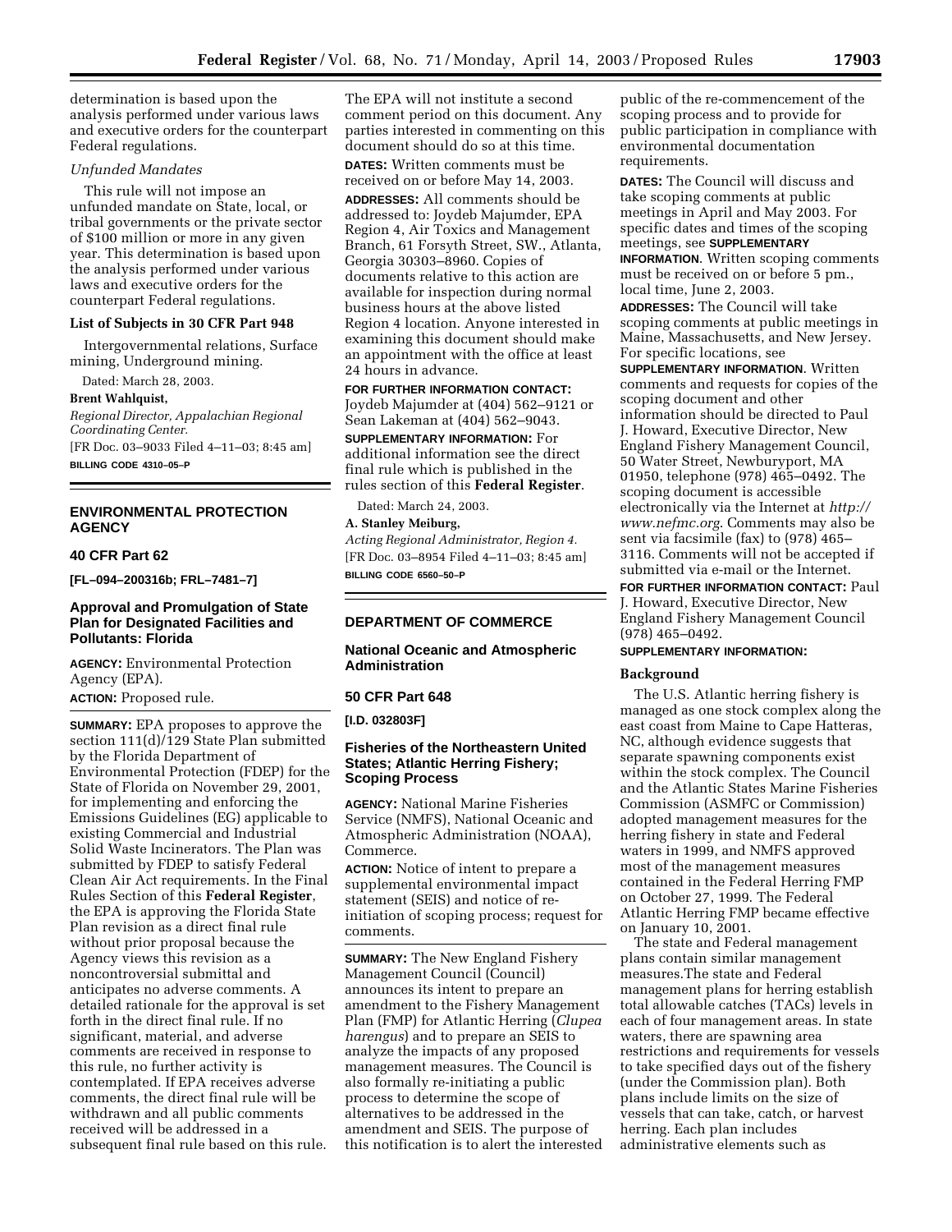determination is based upon the analysis performed under various laws and executive orders for the counterpart Federal regulations.

*Unfunded Mandates*

This rule will not impose an unfunded mandate on State, local, or tribal governments or the private sector of $100 million or more in any given year. This determination is based upon the analysis performed under various laws and executive orders for the counterpart Federal regulations.

**List of Subjects in 30 CFR Part 948**

Intergovernmental relations, Surface mining, Underground mining.

Dated: March 28, 2003.

**Brent Wahlquist,**

*Regional Director, Appalachian Regional Coordinating Center.*

[FR Doc. 03–9033 Filed 4–11–03; 8:45 am]

**BILLING CODE 4310–05–P**

## ENVIRONMENTAL PROTECTION AGENCY

### 40 CFR Part 62

**[FL–094–200316b; FRL–7481–7]**

### Approval and Promulgation of State Plan for Designated Facilities and Pollutants: Florida

**AGENCY:** Environmental Protection Agency (EPA).

**ACTION:** Proposed rule.

**SUMMARY:** EPA proposes to approve the section 111(d)/129 State Plan submitted by the Florida Department of Environmental Protection (FDEP) for the State of Florida on November 29, 2001, for implementing and enforcing the Emissions Guidelines (EG) applicable to existing Commercial and Industrial Solid Waste Incinerators. The Plan was submitted by FDEP to satisfy Federal Clean Air Act requirements. In the Final Rules Section of this **Federal Register**, the EPA is approving the Florida State Plan revision as a direct final rule without prior proposal because the Agency views this revision as a noncontroversial submittal and anticipates no adverse comments. A detailed rationale for the approval is set forth in the direct final rule. If no significant, material, and adverse comments are received in response to this rule, no further activity is contemplated. If EPA receives adverse comments, the direct final rule will be withdrawn and all public comments received will be addressed in a subsequent final rule based on this rule. The EPA will not institute a second comment period on this document. Any parties interested in commenting on this document should do so at this time.

**DATES:** Written comments must be received on or before May 14, 2003.

**ADDRESSES:** All comments should be addressed to: Joydeb Majumder, EPA Region 4, Air Toxics and Management Branch, 61 Forsyth Street, SW., Atlanta, Georgia 30303–8960. Copies of documents relative to this action are available for inspection during normal business hours at the above listed Region 4 location. Anyone interested in examining this document should make an appointment with the office at least 24 hours in advance.

**FOR FURTHER INFORMATION CONTACT:** Joydeb Majumder at (404) 562–9121 or Sean Lakeman at (404) 562–9043.

**SUPPLEMENTARY INFORMATION:** For additional information see the direct final rule which is published in the rules section of this **Federal Register**.

Dated: March 24, 2003.

**A. Stanley Meiburg,**

*Acting Regional Administrator, Region 4.*

[FR Doc. 03–8954 Filed 4–11–03; 8:45 am]

**BILLING CODE 6560–50–P**

## DEPARTMENT OF COMMERCE

### National Oceanic and Atmospheric Administration

### 50 CFR Part 648

**[I.D. 032803F]**

### Fisheries of the Northeastern United States; Atlantic Herring Fishery; Scoping Process

**AGENCY:** National Marine Fisheries Service (NMFS), National Oceanic and Atmospheric Administration (NOAA), Commerce.

**ACTION:** Notice of intent to prepare a supplemental environmental impact statement (SEIS) and notice of re-initiation of scoping process; request for comments.

**SUMMARY:** The New England Fishery Management Council (Council) announces its intent to prepare an amendment to the Fishery Management Plan (FMP) for Atlantic Herring (*Clupea harengus*) and to prepare an SEIS to analyze the impacts of any proposed management measures. The Council is also formally re-initiating a public process to determine the scope of alternatives to be addressed in the amendment and SEIS. The purpose of this notification is to alert the interested public of the re-commencement of the scoping process and to provide for public participation in compliance with environmental documentation requirements.

**DATES:** The Council will discuss and take scoping comments at public meetings in April and May 2003. For specific dates and times of the scoping meetings, see **SUPPLEMENTARY INFORMATION**. Written scoping comments must be received on or before 5 pm., local time, June 2, 2003.

**ADDRESSES:** The Council will take scoping comments at public meetings in Maine, Massachusetts, and New Jersey. For specific locations, see **SUPPLEMENTARY INFORMATION**. Written comments and requests for copies of the scoping document and other information should be directed to Paul J. Howard, Executive Director, New England Fishery Management Council, 50 Water Street, Newburyport, MA 01950, telephone (978) 465–0492. The scoping document is accessible electronically via the Internet at *http://www.nefmc.org*. Comments may also be sent via facsimile (fax) to (978) 465–3116. Comments will not be accepted if submitted via e-mail or the Internet.

**FOR FURTHER INFORMATION CONTACT:** Paul J. Howard, Executive Director, New England Fishery Management Council (978) 465–0492.

**SUPPLEMENTARY INFORMATION:**

**Background**

The U.S. Atlantic herring fishery is managed as one stock complex along the east coast from Maine to Cape Hatteras, NC, although evidence suggests that separate spawning components exist within the stock complex. The Council and the Atlantic States Marine Fisheries Commission (ASMFC or Commission) adopted management measures for the herring fishery in state and Federal waters in 1999, and NMFS approved most of the management measures contained in the Federal Herring FMP on October 27, 1999. The Federal Atlantic Herring FMP became effective on January 10, 2001.

The state and Federal management plans contain similar management measures.The state and Federal management plans for herring establish total allowable catches (TACs) levels in each of four management areas. In state waters, there are spawning area restrictions and requirements for vessels to take specified days out of the fishery (under the Commission plan). Both plans include limits on the size of vessels that can take, catch, or harvest herring. Each plan includes administrative elements such as